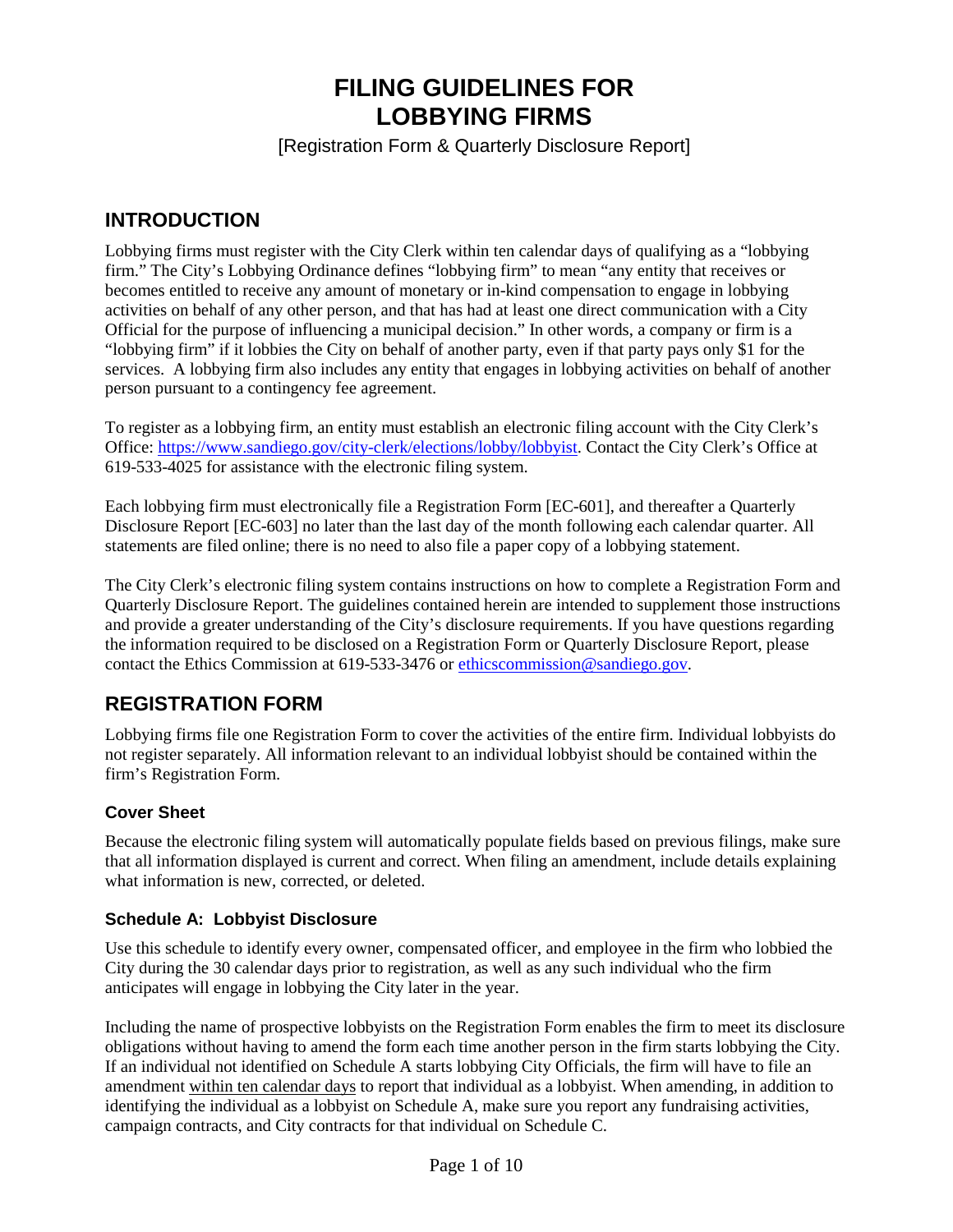# FILING GUIDELINES FOR LOBBYING FIRMS

[Registration Form & Quarterly Disclosure Report]

## INTRODUCTION

Lobbying firms must register with the City Clerk within ten calendar days of qualifying as a "lobbying firm." The City's Lobbying Ordinance defines "lobbying firm" to mean "any entity that receives or becomes entitled to receive any amount of monetary or in-kind compensation to engage in lobbying activities on behalf of any other person, and that has had at least one direct communication with a City Official for the purpose of influencing a municipal decision." In other words, a company or firm is a "lobbying firm" if it lobbies the City on behalf of another party, even if that party pays only $1 for the services. A lobbying firm also includes any entity that engages in lobbying activities on behalf of another person pursuant to a contingency fee agreement.

To register as a lobbying firm, an entity must establish an electronic filing account with the City Clerk's Office: https://www.sandiego.gov/city-clerk/elections/lobby/lobbyist. Contact the City Clerk's Office at 619-533-4025 for assistance with the electronic filing system.

Each lobbying firm must electronically file a Registration Form [EC-601], and thereafter a Quarterly Disclosure Report [EC-603] no later than the last day of the month following each calendar quarter. All statements are filed online; there is no need to also file a paper copy of a lobbying statement.

The City Clerk's electronic filing system contains instructions on how to complete a Registration Form and Quarterly Disclosure Report. The guidelines contained herein are intended to supplement those instructions and provide a greater understanding of the City's disclosure requirements. If you have questions regarding the information required to be disclosed on a Registration Form or Quarterly Disclosure Report, please contact the Ethics Commission at 619-533-3476 or ethicscommission@sandiego.gov.

## REGISTRATION FORM

Lobbying firms file one Registration Form to cover the activities of the entire firm. Individual lobbyists do not register separately. All information relevant to an individual lobbyist should be contained within the firm's Registration Form.

### Cover Sheet

Because the electronic filing system will automatically populate fields based on previous filings, make sure that all information displayed is current and correct. When filing an amendment, include details explaining what information is new, corrected, or deleted.

### Schedule A: Lobbyist Disclosure

Use this schedule to identify every owner, compensated officer, and employee in the firm who lobbied the City during the 30 calendar days prior to registration, as well as any such individual who the firm anticipates will engage in lobbying the City later in the year.

Including the name of prospective lobbyists on the Registration Form enables the firm to meet its disclosure obligations without having to amend the form each time another person in the firm starts lobbying the City. If an individual not identified on Schedule A starts lobbying City Officials, the firm will have to file an amendment within ten calendar days to report that individual as a lobbyist. When amending, in addition to identifying the individual as a lobbyist on Schedule A, make sure you report any fundraising activities, campaign contracts, and City contracts for that individual on Schedule C.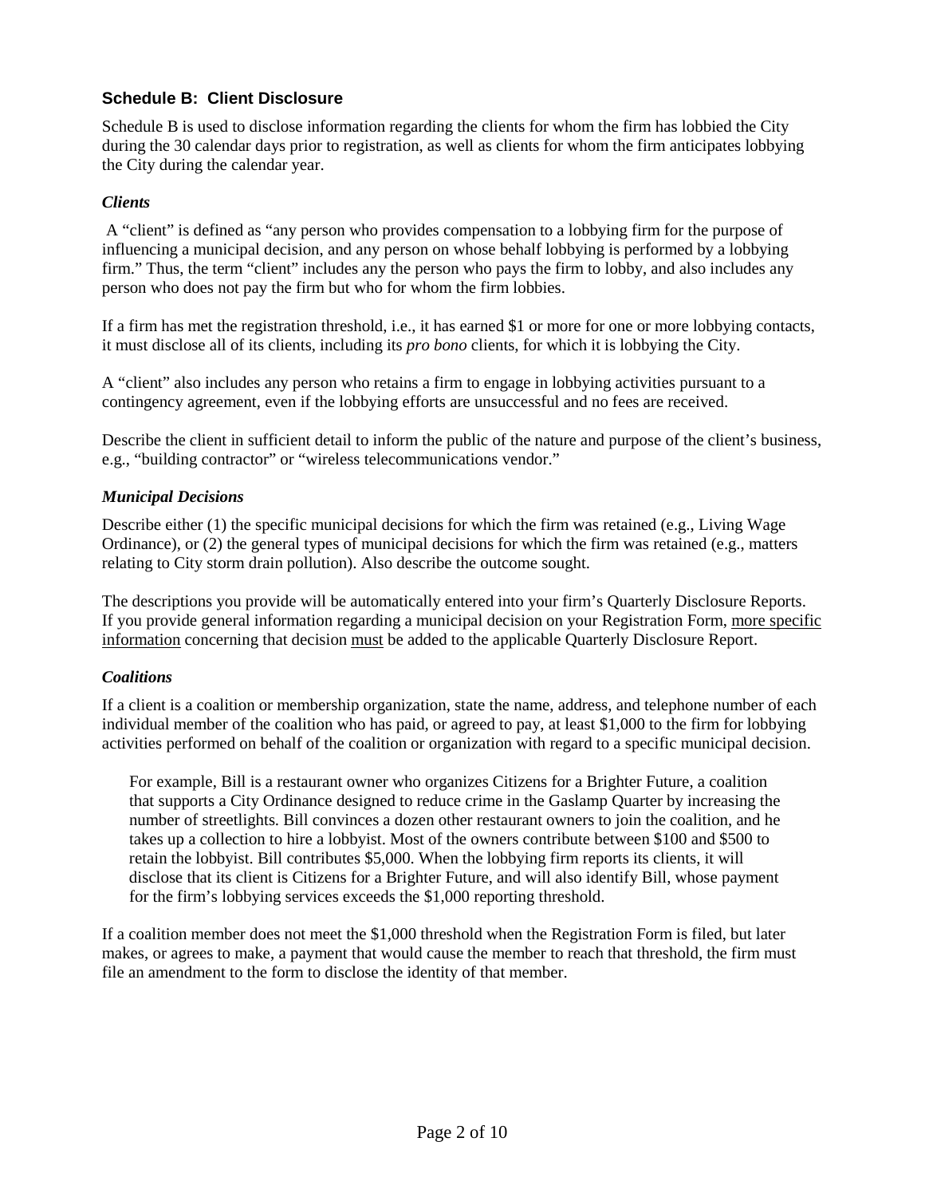### Schedule B: Client Disclosure

Schedule B is used to disclose information regarding the clients for whom the firm has lobbied the City during the 30 calendar days prior to registration, as well as clients for whom the firm anticipates lobbying the City during the calendar year.

#### *Clients*

A "client" is defined as "any person who provides compensation to a lobbying firm for the purpose of influencing a municipal decision, and any person on whose behalf lobbying is performed by a lobbying firm." Thus, the term "client" includes any the person who pays the firm to lobby, and also includes any person who does not pay the firm but who for whom the firm lobbies.

If a firm has met the registration threshold, i.e., it has earned $1 or more for one or more lobbying contacts, it must disclose all of its clients, including its *pro bono* clients, for which it is lobbying the City.

A "client" also includes any person who retains a firm to engage in lobbying activities pursuant to a contingency agreement, even if the lobbying efforts are unsuccessful and no fees are received.

Describe the client in sufficient detail to inform the public of the nature and purpose of the client's business, e.g., "building contractor" or "wireless telecommunications vendor."

#### *Municipal Decisions*

Describe either (1) the specific municipal decisions for which the firm was retained (e.g., Living Wage Ordinance), or (2) the general types of municipal decisions for which the firm was retained (e.g., matters relating to City storm drain pollution). Also describe the outcome sought.

The descriptions you provide will be automatically entered into your firm's Quarterly Disclosure Reports. If you provide general information regarding a municipal decision on your Registration Form, <u>more specific information</u> concerning that decision <u>must</u> be added to the applicable Quarterly Disclosure Report.

#### *Coalitions*

If a client is a coalition or membership organization, state the name, address, and telephone number of each individual member of the coalition who has paid, or agreed to pay, at least $1,000 to the firm for lobbying activities performed on behalf of the coalition or organization with regard to a specific municipal decision.

> For example, Bill is a restaurant owner who organizes Citizens for a Brighter Future, a coalition that supports a City Ordinance designed to reduce crime in the Gaslamp Quarter by increasing the number of streetlights. Bill convinces a dozen other restaurant owners to join the coalition, and he takes up a collection to hire a lobbyist. Most of the owners contribute between $100 and $500 to retain the lobbyist. Bill contributes $5,000. When the lobbying firm reports its clients, it will disclose that its client is Citizens for a Brighter Future, and will also identify Bill, whose payment for the firm's lobbying services exceeds the $1,000 reporting threshold.

If a coalition member does not meet the $1,000 threshold when the Registration Form is filed, but later makes, or agrees to make, a payment that would cause the member to reach that threshold, the firm must file an amendment to the form to disclose the identity of that member.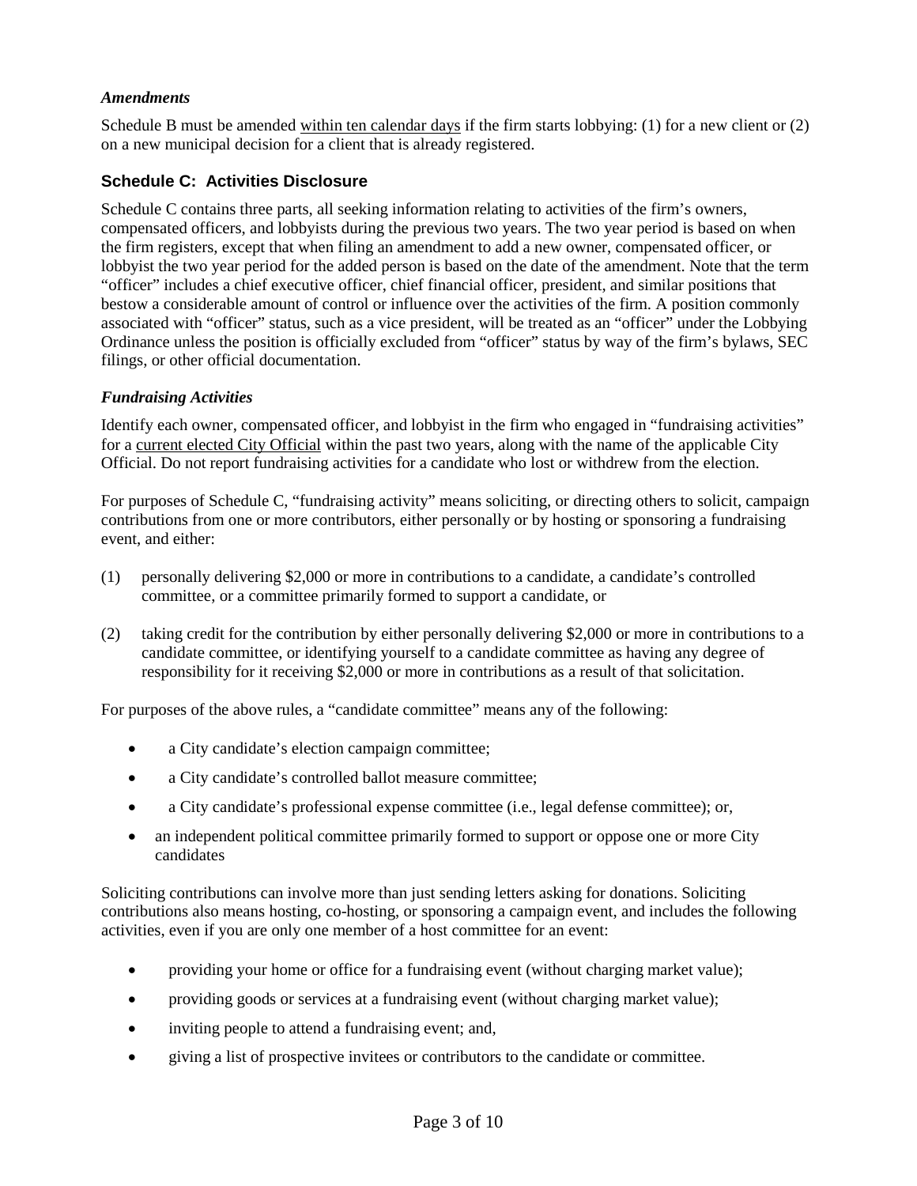### *Amendments*

Schedule B must be amended within ten calendar days if the firm starts lobbying: (1) for a new client or (2) on a new municipal decision for a client that is already registered.

## Schedule C: Activities Disclosure

Schedule C contains three parts, all seeking information relating to activities of the firm's owners, compensated officers, and lobbyists during the previous two years. The two year period is based on when the firm registers, except that when filing an amendment to add a new owner, compensated officer, or lobbyist the two year period for the added person is based on the date of the amendment. Note that the term "officer" includes a chief executive officer, chief financial officer, president, and similar positions that bestow a considerable amount of control or influence over the activities of the firm. A position commonly associated with "officer" status, such as a vice president, will be treated as an "officer" under the Lobbying Ordinance unless the position is officially excluded from "officer" status by way of the firm's bylaws, SEC filings, or other official documentation.

### *Fundraising Activities*

Identify each owner, compensated officer, and lobbyist in the firm who engaged in "fundraising activities" for a current elected City Official within the past two years, along with the name of the applicable City Official. Do not report fundraising activities for a candidate who lost or withdrew from the election.

For purposes of Schedule C, "fundraising activity" means soliciting, or directing others to solicit, campaign contributions from one or more contributors, either personally or by hosting or sponsoring a fundraising event, and either:

(1) personally delivering $2,000 or more in contributions to a candidate, a candidate's controlled committee, or a committee primarily formed to support a candidate, or

(2) taking credit for the contribution by either personally delivering $2,000 or more in contributions to a candidate committee, or identifying yourself to a candidate committee as having any degree of responsibility for it receiving $2,000 or more in contributions as a result of that solicitation.

For purposes of the above rules, a "candidate committee" means any of the following:

- a City candidate's election campaign committee;
- a City candidate's controlled ballot measure committee;
- a City candidate's professional expense committee (i.e., legal defense committee); or,
- an independent political committee primarily formed to support or oppose one or more City candidates

Soliciting contributions can involve more than just sending letters asking for donations. Soliciting contributions also means hosting, co-hosting, or sponsoring a campaign event, and includes the following activities, even if you are only one member of a host committee for an event:

- providing your home or office for a fundraising event (without charging market value);
- providing goods or services at a fundraising event (without charging market value);
- inviting people to attend a fundraising event; and,
- giving a list of prospective invitees or contributors to the candidate or committee.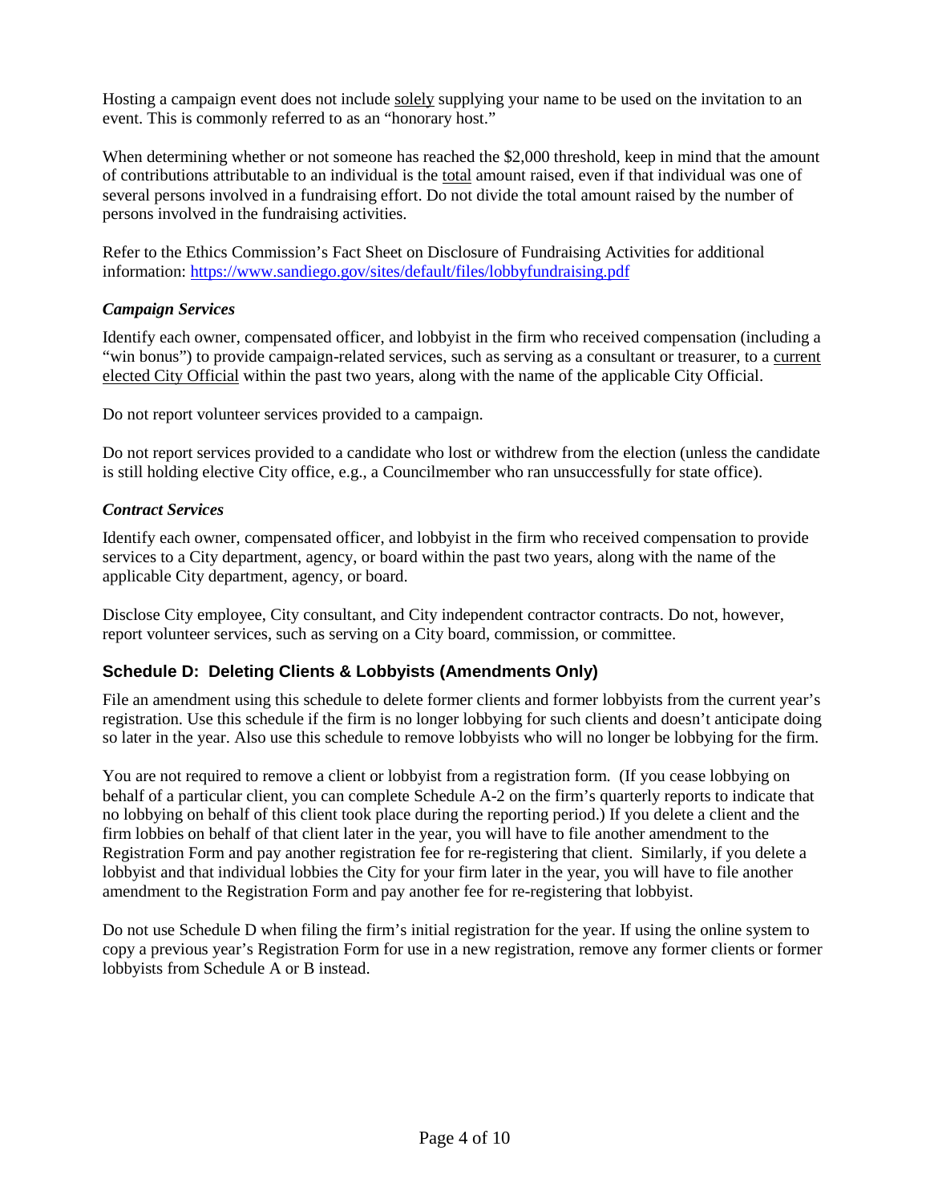Hosting a campaign event does not include solely supplying your name to be used on the invitation to an event. This is commonly referred to as an "honorary host."

When determining whether or not someone has reached the $2,000 threshold, keep in mind that the amount of contributions attributable to an individual is the total amount raised, even if that individual was one of several persons involved in a fundraising effort. Do not divide the total amount raised by the number of persons involved in the fundraising activities.

Refer to the Ethics Commission's Fact Sheet on Disclosure of Fundraising Activities for additional information: https://www.sandiego.gov/sites/default/files/lobbyfundraising.pdf

### *Campaign Services*

Identify each owner, compensated officer, and lobbyist in the firm who received compensation (including a "win bonus") to provide campaign-related services, such as serving as a consultant or treasurer, to a current elected City Official within the past two years, along with the name of the applicable City Official.

Do not report volunteer services provided to a campaign.

Do not report services provided to a candidate who lost or withdrew from the election (unless the candidate is still holding elective City office, e.g., a Councilmember who ran unsuccessfully for state office).

### *Contract Services*

Identify each owner, compensated officer, and lobbyist in the firm who received compensation to provide services to a City department, agency, or board within the past two years, along with the name of the applicable City department, agency, or board.

Disclose City employee, City consultant, and City independent contractor contracts. Do not, however, report volunteer services, such as serving on a City board, commission, or committee.

## Schedule D: Deleting Clients & Lobbyists (Amendments Only)

File an amendment using this schedule to delete former clients and former lobbyists from the current year's registration. Use this schedule if the firm is no longer lobbying for such clients and doesn't anticipate doing so later in the year. Also use this schedule to remove lobbyists who will no longer be lobbying for the firm.

You are not required to remove a client or lobbyist from a registration form. (If you cease lobbying on behalf of a particular client, you can complete Schedule A-2 on the firm's quarterly reports to indicate that no lobbying on behalf of this client took place during the reporting period.) If you delete a client and the firm lobbies on behalf of that client later in the year, you will have to file another amendment to the Registration Form and pay another registration fee for re-registering that client. Similarly, if you delete a lobbyist and that individual lobbies the City for your firm later in the year, you will have to file another amendment to the Registration Form and pay another fee for re-registering that lobbyist.

Do not use Schedule D when filing the firm's initial registration for the year. If using the online system to copy a previous year's Registration Form for use in a new registration, remove any former clients or former lobbyists from Schedule A or B instead.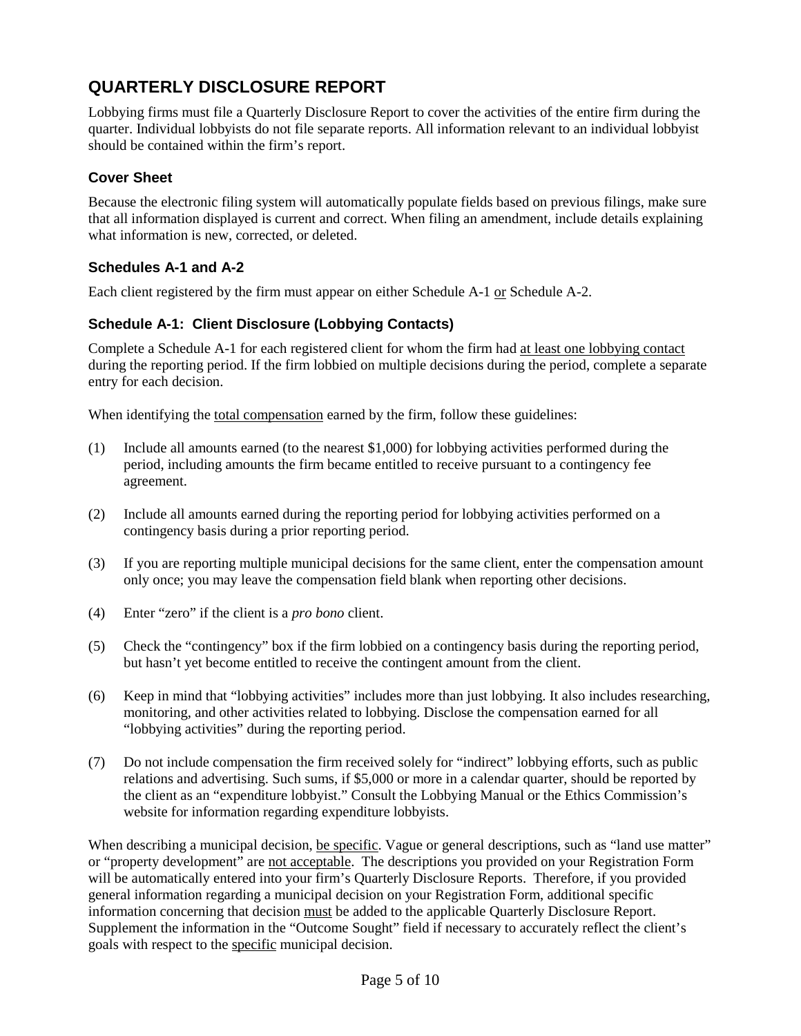## QUARTERLY DISCLOSURE REPORT

Lobbying firms must file a Quarterly Disclosure Report to cover the activities of the entire firm during the quarter. Individual lobbyists do not file separate reports. All information relevant to an individual lobbyist should be contained within the firm's report.

### Cover Sheet

Because the electronic filing system will automatically populate fields based on previous filings, make sure that all information displayed is current and correct. When filing an amendment, include details explaining what information is new, corrected, or deleted.

### Schedules A-1 and A-2

Each client registered by the firm must appear on either Schedule A-1 <u>or</u> Schedule A-2.

### Schedule A-1: Client Disclosure (Lobbying Contacts)

Complete a Schedule A-1 for each registered client for whom the firm had <u>at least one lobbying contact</u> during the reporting period. If the firm lobbied on multiple decisions during the period, complete a separate entry for each decision.

When identifying the <u>total compensation</u> earned by the firm, follow these guidelines:

(1) Include all amounts earned (to the nearest $1,000) for lobbying activities performed during the period, including amounts the firm became entitled to receive pursuant to a contingency fee agreement.

(2) Include all amounts earned during the reporting period for lobbying activities performed on a contingency basis during a prior reporting period.

(3) If you are reporting multiple municipal decisions for the same client, enter the compensation amount only once; you may leave the compensation field blank when reporting other decisions.

(4) Enter "zero" if the client is a *pro bono* client.

(5) Check the "contingency" box if the firm lobbied on a contingency basis during the reporting period, but hasn't yet become entitled to receive the contingent amount from the client.

(6) Keep in mind that "lobbying activities" includes more than just lobbying. It also includes researching, monitoring, and other activities related to lobbying. Disclose the compensation earned for all "lobbying activities" during the reporting period.

(7) Do not include compensation the firm received solely for "indirect" lobbying efforts, such as public relations and advertising. Such sums, if $5,000 or more in a calendar quarter, should be reported by the client as an "expenditure lobbyist." Consult the Lobbying Manual or the Ethics Commission's website for information regarding expenditure lobbyists.

When describing a municipal decision, <u>be specific</u>. Vague or general descriptions, such as "land use matter" or "property development" are <u>not acceptable</u>. The descriptions you provided on your Registration Form will be automatically entered into your firm's Quarterly Disclosure Reports. Therefore, if you provided general information regarding a municipal decision on your Registration Form, additional specific information concerning that decision <u>must</u> be added to the applicable Quarterly Disclosure Report. Supplement the information in the "Outcome Sought" field if necessary to accurately reflect the client's goals with respect to the <u>specific</u> municipal decision.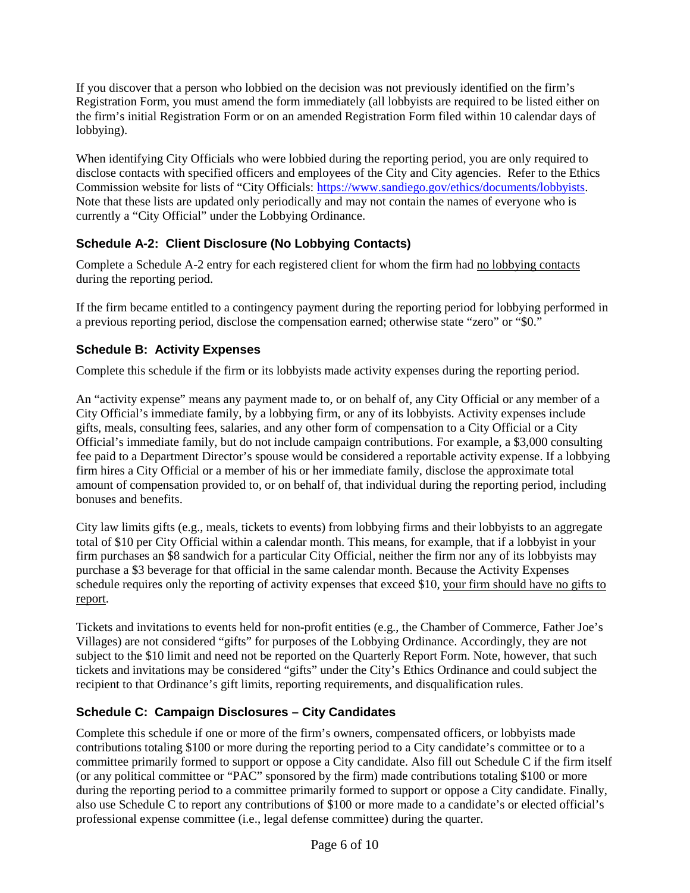If you discover that a person who lobbied on the decision was not previously identified on the firm's Registration Form, you must amend the form immediately (all lobbyists are required to be listed either on the firm's initial Registration Form or on an amended Registration Form filed within 10 calendar days of lobbying).

When identifying City Officials who were lobbied during the reporting period, you are only required to disclose contacts with specified officers and employees of the City and City agencies. Refer to the Ethics Commission website for lists of "City Officials: [https://www.sandiego.gov/ethics/documents/lobbyists](https://www.sandiego.gov/ethics/documents/lobbyists). Note that these lists are updated only periodically and may not contain the names of everyone who is currently a "City Official" under the Lobbying Ordinance.

### Schedule A-2: Client Disclosure (No Lobbying Contacts)

Complete a Schedule A-2 entry for each registered client for whom the firm had <u>no lobbying contacts</u> during the reporting period.

If the firm became entitled to a contingency payment during the reporting period for lobbying performed in a previous reporting period, disclose the compensation earned; otherwise state "zero" or "$0."

### Schedule B: Activity Expenses

Complete this schedule if the firm or its lobbyists made activity expenses during the reporting period.

An "activity expense" means any payment made to, or on behalf of, any City Official or any member of a City Official's immediate family, by a lobbying firm, or any of its lobbyists. Activity expenses include gifts, meals, consulting fees, salaries, and any other form of compensation to a City Official or a City Official's immediate family, but do not include campaign contributions. For example, a $3,000 consulting fee paid to a Department Director's spouse would be considered a reportable activity expense. If a lobbying firm hires a City Official or a member of his or her immediate family, disclose the approximate total amount of compensation provided to, or on behalf of, that individual during the reporting period, including bonuses and benefits.

City law limits gifts (e.g., meals, tickets to events) from lobbying firms and their lobbyists to an aggregate total of $10 per City Official within a calendar month. This means, for example, that if a lobbyist in your firm purchases an $8 sandwich for a particular City Official, neither the firm nor any of its lobbyists may purchase a $3 beverage for that official in the same calendar month. Because the Activity Expenses schedule requires only the reporting of activity expenses that exceed $10, <u>your firm should have no gifts to report</u>.

Tickets and invitations to events held for non-profit entities (e.g., the Chamber of Commerce, Father Joe's Villages) are not considered "gifts" for purposes of the Lobbying Ordinance. Accordingly, they are not subject to the $10 limit and need not be reported on the Quarterly Report Form. Note, however, that such tickets and invitations may be considered "gifts" under the City's Ethics Ordinance and could subject the recipient to that Ordinance's gift limits, reporting requirements, and disqualification rules.

### Schedule C: Campaign Disclosures – City Candidates

Complete this schedule if one or more of the firm's owners, compensated officers, or lobbyists made contributions totaling $100 or more during the reporting period to a City candidate's committee or to a committee primarily formed to support or oppose a City candidate. Also fill out Schedule C if the firm itself (or any political committee or "PAC" sponsored by the firm) made contributions totaling $100 or more during the reporting period to a committee primarily formed to support or oppose a City candidate. Finally, also use Schedule C to report any contributions of $100 or more made to a candidate's or elected official's professional expense committee (i.e., legal defense committee) during the quarter.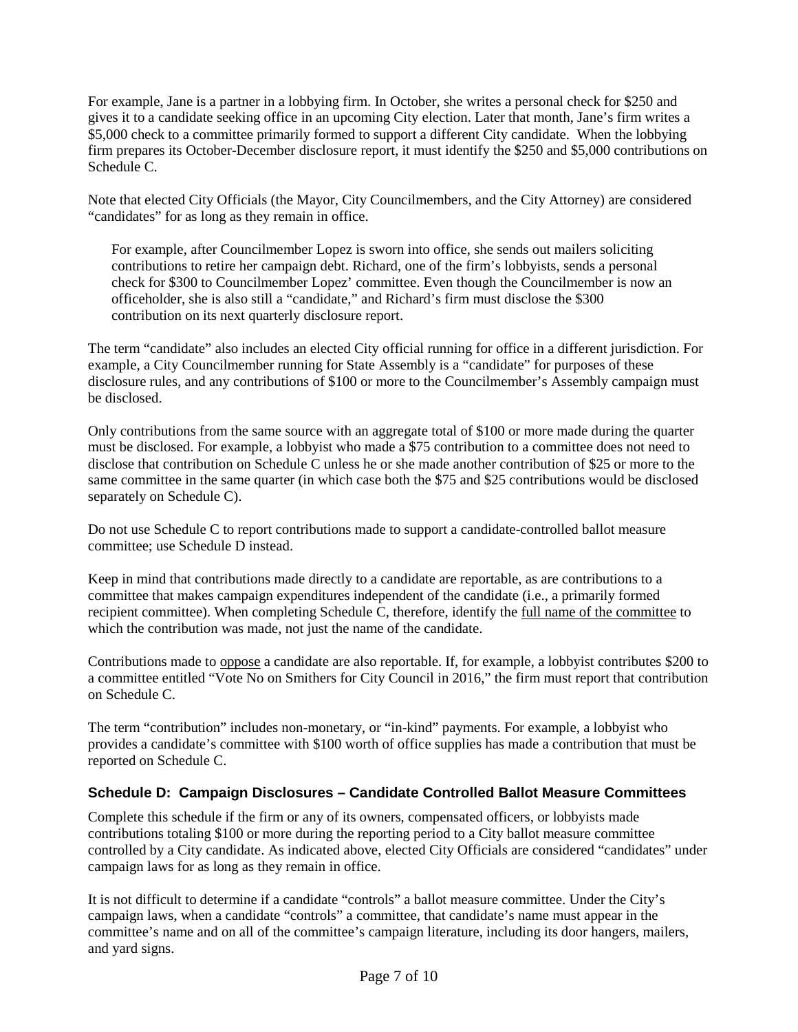For example, Jane is a partner in a lobbying firm. In October, she writes a personal check for $250 and gives it to a candidate seeking office in an upcoming City election. Later that month, Jane's firm writes a $5,000 check to a committee primarily formed to support a different City candidate. When the lobbying firm prepares its October-December disclosure report, it must identify the $250 and $5,000 contributions on Schedule C.

Note that elected City Officials (the Mayor, City Councilmembers, and the City Attorney) are considered "candidates" for as long as they remain in office.

> For example, after Councilmember Lopez is sworn into office, she sends out mailers soliciting contributions to retire her campaign debt. Richard, one of the firm's lobbyists, sends a personal check for $300 to Councilmember Lopez' committee. Even though the Councilmember is now an officeholder, she is also still a "candidate," and Richard's firm must disclose the $300 contribution on its next quarterly disclosure report.

The term "candidate" also includes an elected City official running for office in a different jurisdiction. For example, a City Councilmember running for State Assembly is a "candidate" for purposes of these disclosure rules, and any contributions of $100 or more to the Councilmember's Assembly campaign must be disclosed.

Only contributions from the same source with an aggregate total of $100 or more made during the quarter must be disclosed. For example, a lobbyist who made a $75 contribution to a committee does not need to disclose that contribution on Schedule C unless he or she made another contribution of $25 or more to the same committee in the same quarter (in which case both the $75 and $25 contributions would be disclosed separately on Schedule C).

Do not use Schedule C to report contributions made to support a candidate-controlled ballot measure committee; use Schedule D instead.

Keep in mind that contributions made directly to a candidate are reportable, as are contributions to a committee that makes campaign expenditures independent of the candidate (i.e., a primarily formed recipient committee). When completing Schedule C, therefore, identify the <u>full name of the committee</u> to which the contribution was made, not just the name of the candidate.

Contributions made to <u>oppose</u> a candidate are also reportable. If, for example, a lobbyist contributes $200 to a committee entitled "Vote No on Smithers for City Council in 2016," the firm must report that contribution on Schedule C.

The term "contribution" includes non-monetary, or "in-kind" payments. For example, a lobbyist who provides a candidate's committee with $100 worth of office supplies has made a contribution that must be reported on Schedule C.

### Schedule D: Campaign Disclosures – Candidate Controlled Ballot Measure Committees

Complete this schedule if the firm or any of its owners, compensated officers, or lobbyists made contributions totaling $100 or more during the reporting period to a City ballot measure committee controlled by a City candidate. As indicated above, elected City Officials are considered "candidates" under campaign laws for as long as they remain in office.

It is not difficult to determine if a candidate "controls" a ballot measure committee. Under the City's campaign laws, when a candidate "controls" a committee, that candidate's name must appear in the committee's name and on all of the committee's campaign literature, including its door hangers, mailers, and yard signs.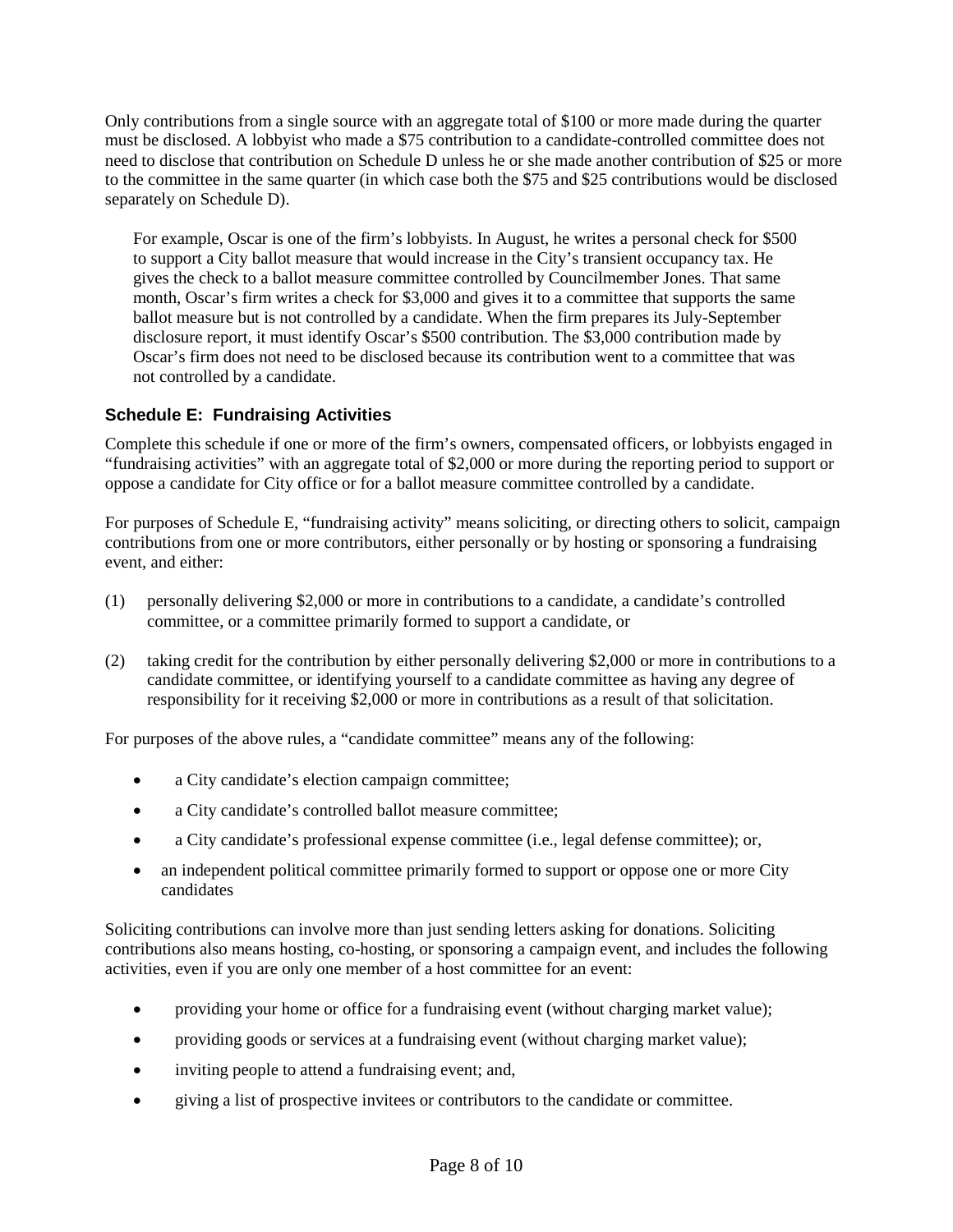Only contributions from a single source with an aggregate total of $100 or more made during the quarter must be disclosed. A lobbyist who made a $75 contribution to a candidate-controlled committee does not need to disclose that contribution on Schedule D unless he or she made another contribution of $25 or more to the committee in the same quarter (in which case both the $75 and $25 contributions would be disclosed separately on Schedule D).

> For example, Oscar is one of the firm's lobbyists. In August, he writes a personal check for $500 to support a City ballot measure that would increase in the City's transient occupancy tax. He gives the check to a ballot measure committee controlled by Councilmember Jones. That same month, Oscar's firm writes a check for $3,000 and gives it to a committee that supports the same ballot measure but is not controlled by a candidate. When the firm prepares its July-September disclosure report, it must identify Oscar's $500 contribution. The $3,000 contribution made by Oscar's firm does not need to be disclosed because its contribution went to a committee that was not controlled by a candidate.

### Schedule E: Fundraising Activities

Complete this schedule if one or more of the firm's owners, compensated officers, or lobbyists engaged in "fundraising activities" with an aggregate total of $2,000 or more during the reporting period to support or oppose a candidate for City office or for a ballot measure committee controlled by a candidate.

For purposes of Schedule E, "fundraising activity" means soliciting, or directing others to solicit, campaign contributions from one or more contributors, either personally or by hosting or sponsoring a fundraising event, and either:

(1) personally delivering $2,000 or more in contributions to a candidate, a candidate's controlled committee, or a committee primarily formed to support a candidate, or

(2) taking credit for the contribution by either personally delivering $2,000 or more in contributions to a candidate committee, or identifying yourself to a candidate committee as having any degree of responsibility for it receiving $2,000 or more in contributions as a result of that solicitation.

For purposes of the above rules, a "candidate committee" means any of the following:

- a City candidate's election campaign committee;
- a City candidate's controlled ballot measure committee;
- a City candidate's professional expense committee (i.e., legal defense committee); or,
- an independent political committee primarily formed to support or oppose one or more City candidates

Soliciting contributions can involve more than just sending letters asking for donations. Soliciting contributions also means hosting, co-hosting, or sponsoring a campaign event, and includes the following activities, even if you are only one member of a host committee for an event:

- providing your home or office for a fundraising event (without charging market value);
- providing goods or services at a fundraising event (without charging market value);
- inviting people to attend a fundraising event; and,
- giving a list of prospective invitees or contributors to the candidate or committee.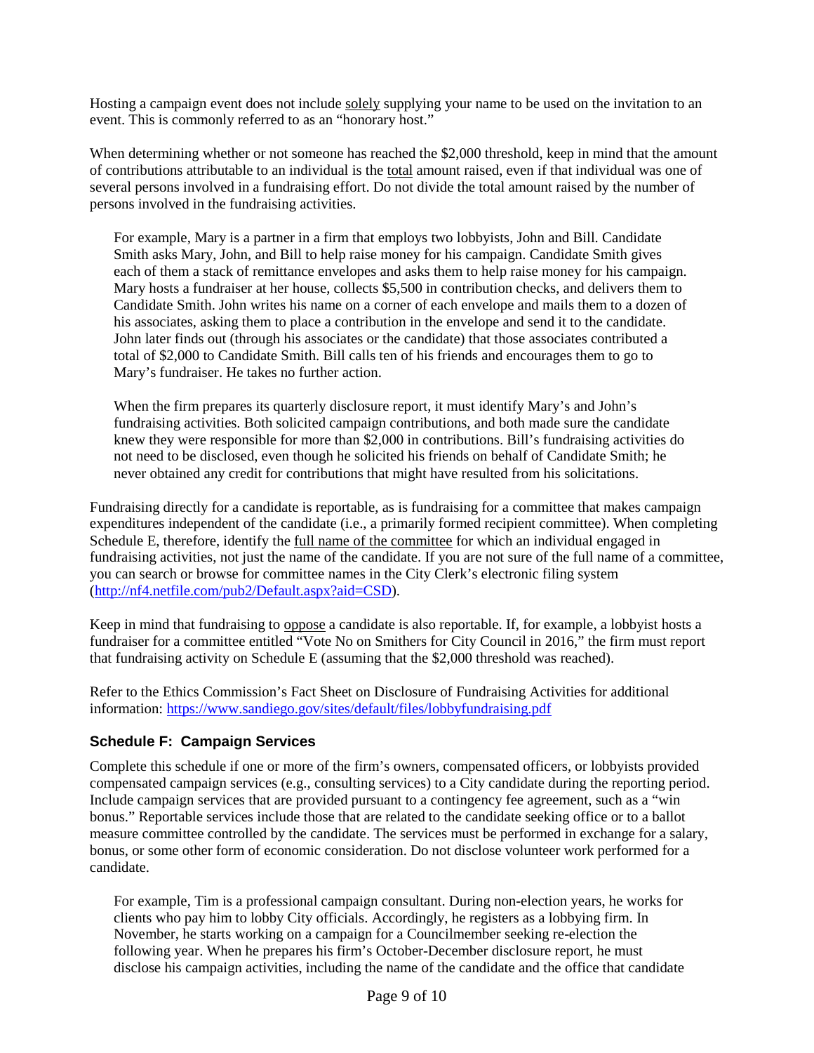Hosting a campaign event does not include solely supplying your name to be used on the invitation to an event. This is commonly referred to as an "honorary host."

When determining whether or not someone has reached the $2,000 threshold, keep in mind that the amount of contributions attributable to an individual is the total amount raised, even if that individual was one of several persons involved in a fundraising effort. Do not divide the total amount raised by the number of persons involved in the fundraising activities.

> For example, Mary is a partner in a firm that employs two lobbyists, John and Bill. Candidate Smith asks Mary, John, and Bill to help raise money for his campaign. Candidate Smith gives each of them a stack of remittance envelopes and asks them to help raise money for his campaign. Mary hosts a fundraiser at her house, collects $5,500 in contribution checks, and delivers them to Candidate Smith. John writes his name on a corner of each envelope and mails them to a dozen of his associates, asking them to place a contribution in the envelope and send it to the candidate. John later finds out (through his associates or the candidate) that those associates contributed a total of $2,000 to Candidate Smith. Bill calls ten of his friends and encourages them to go to Mary's fundraiser. He takes no further action.
>
> When the firm prepares its quarterly disclosure report, it must identify Mary's and John's fundraising activities. Both solicited campaign contributions, and both made sure the candidate knew they were responsible for more than $2,000 in contributions. Bill's fundraising activities do not need to be disclosed, even though he solicited his friends on behalf of Candidate Smith; he never obtained any credit for contributions that might have resulted from his solicitations.

Fundraising directly for a candidate is reportable, as is fundraising for a committee that makes campaign expenditures independent of the candidate (i.e., a primarily formed recipient committee). When completing Schedule E, therefore, identify the full name of the committee for which an individual engaged in fundraising activities, not just the name of the candidate. If you are not sure of the full name of a committee, you can search or browse for committee names in the City Clerk's electronic filing system (http://nf4.netfile.com/pub2/Default.aspx?aid=CSD).

Keep in mind that fundraising to oppose a candidate is also reportable. If, for example, a lobbyist hosts a fundraiser for a committee entitled "Vote No on Smithers for City Council in 2016," the firm must report that fundraising activity on Schedule E (assuming that the $2,000 threshold was reached).

Refer to the Ethics Commission's Fact Sheet on Disclosure of Fundraising Activities for additional information: https://www.sandiego.gov/sites/default/files/lobbyfundraising.pdf

### Schedule F: Campaign Services

Complete this schedule if one or more of the firm's owners, compensated officers, or lobbyists provided compensated campaign services (e.g., consulting services) to a City candidate during the reporting period. Include campaign services that are provided pursuant to a contingency fee agreement, such as a "win bonus." Reportable services include those that are related to the candidate seeking office or to a ballot measure committee controlled by the candidate. The services must be performed in exchange for a salary, bonus, or some other form of economic consideration. Do not disclose volunteer work performed for a candidate.

> For example, Tim is a professional campaign consultant. During non-election years, he works for clients who pay him to lobby City officials. Accordingly, he registers as a lobbying firm. In November, he starts working on a campaign for a Councilmember seeking re-election the following year. When he prepares his firm's October-December disclosure report, he must disclose his campaign activities, including the name of the candidate and the office that candidate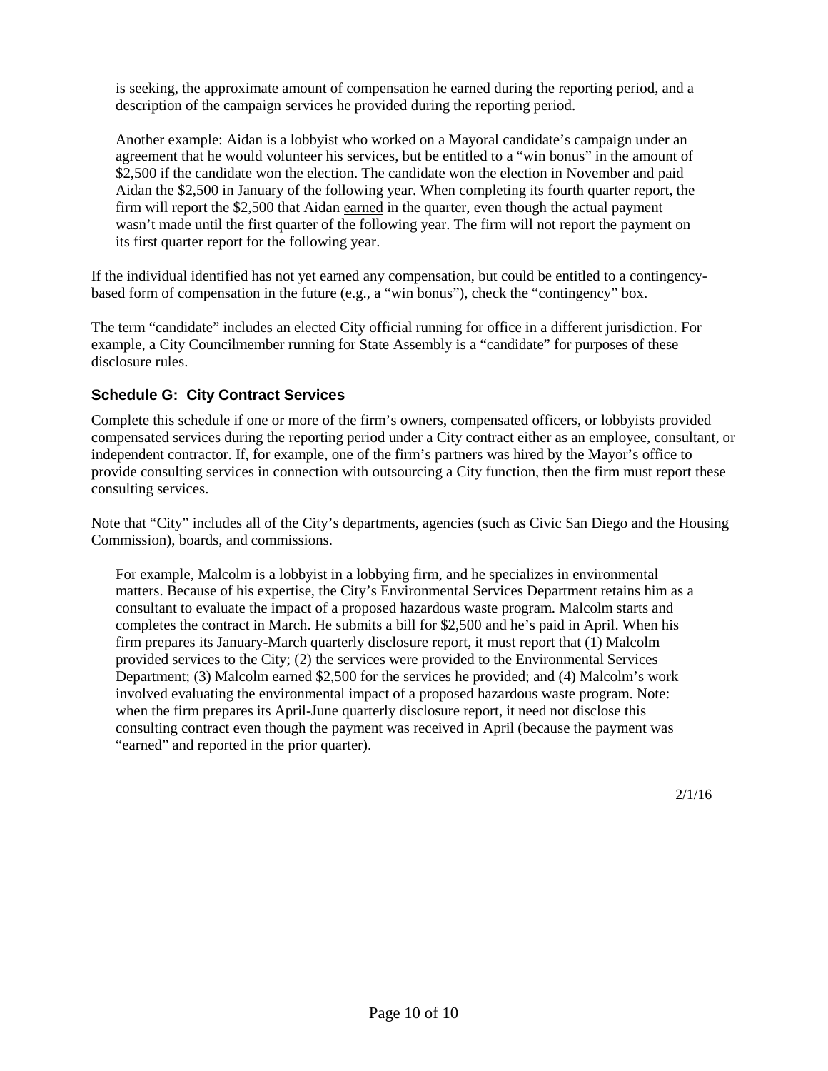is seeking, the approximate amount of compensation he earned during the reporting period, and a description of the campaign services he provided during the reporting period.

Another example: Aidan is a lobbyist who worked on a Mayoral candidate's campaign under an agreement that he would volunteer his services, but be entitled to a "win bonus" in the amount of $2,500 if the candidate won the election. The candidate won the election in November and paid Aidan the $2,500 in January of the following year. When completing its fourth quarter report, the firm will report the $2,500 that Aidan <u>earned</u> in the quarter, even though the actual payment wasn't made until the first quarter of the following year. The firm will not report the payment on its first quarter report for the following year.

If the individual identified has not yet earned any compensation, but could be entitled to a contingency-based form of compensation in the future (e.g., a "win bonus"), check the "contingency" box.

The term "candidate" includes an elected City official running for office in a different jurisdiction. For example, a City Councilmember running for State Assembly is a "candidate" for purposes of these disclosure rules.

### Schedule G: City Contract Services

Complete this schedule if one or more of the firm's owners, compensated officers, or lobbyists provided compensated services during the reporting period under a City contract either as an employee, consultant, or independent contractor. If, for example, one of the firm's partners was hired by the Mayor's office to provide consulting services in connection with outsourcing a City function, then the firm must report these consulting services.

Note that "City" includes all of the City's departments, agencies (such as Civic San Diego and the Housing Commission), boards, and commissions.

For example, Malcolm is a lobbyist in a lobbying firm, and he specializes in environmental matters. Because of his expertise, the City's Environmental Services Department retains him as a consultant to evaluate the impact of a proposed hazardous waste program. Malcolm starts and completes the contract in March. He submits a bill for $2,500 and he's paid in April. When his firm prepares its January-March quarterly disclosure report, it must report that (1) Malcolm provided services to the City; (2) the services were provided to the Environmental Services Department; (3) Malcolm earned $2,500 for the services he provided; and (4) Malcolm's work involved evaluating the environmental impact of a proposed hazardous waste program. Note: when the firm prepares its April-June quarterly disclosure report, it need not disclose this consulting contract even though the payment was received in April (because the payment was "earned" and reported in the prior quarter).

2/1/16